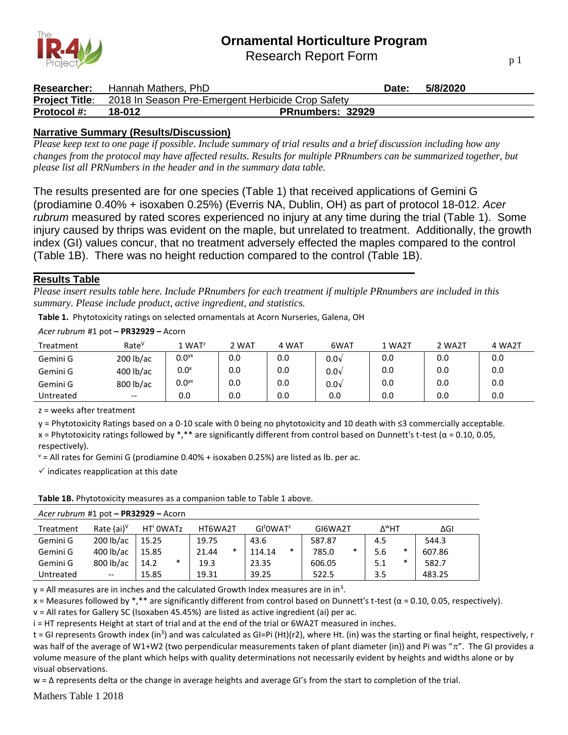# Ornamental Horticulture Program
## Research Report Form

| **Researcher:** | Hannah Mathers, PhD | **Date:** | **5/8/2020** |
|---|---|---|---|
| **Project Title:** | 2018 In Season Pre-Emergent Herbicide Crop Safety | | |
| **Protocol #:** | **18-012** | **PRnumbers: 32929** | |

### Narrative Summary (Results/Discussion)

*Please keep text to one page if possible. Include summary of trial results and a brief discussion including how any changes from the protocol may have affected results. Results for multiple PRnumbers can be summarized together, but please list all PRNumbers in the header and in the summary data table.*

The results presented are for one species (Table 1) that received applications of Gemini G (prodiamine 0.40% + isoxaben 0.25%) (Everris NA, Dublin, OH) as part of protocol 18-012. *Acer rubrum* measured by rated scores experienced no injury at any time during the trial (Table 1). Some injury caused by thrips was evident on the maple, but unrelated to treatment. Additionally, the growth index (GI) values concur, that no treatment adversely effected the maples compared to the control (Table 1B). There was no height reduction compared to the control (Table 1B).

### Results Table

*Please insert results table here. Include PRnumbers for each treatment if multiple PRnumbers are included in this summary. Please include product, active ingredient, and statistics.*

**Table 1.** Phytotoxicity ratings on selected ornamentals at Acorn Nurseries, Galena, OH

*Acer rubrum* #1 pot **– PR32929 –** Acorn

| Treatment | Rate$^{V}$ | 1 WAT$^{z}$ | 2 WAT | 4 WAT | 6WAT | 1 WA2T | 2 WA2T | 4 WA2T |
|---|---|---|---|---|---|---|---|---|
| Gemini G | 200 lb/ac | 0.0$^{yx}$ | 0.0 | 0.0 | 0.0√ | 0.0 | 0.0 | 0.0 |
| Gemini G | 400 lb/ac | 0.0$^{x}$ | 0.0 | 0.0 | 0.0√ | 0.0 | 0.0 | 0.0 |
| Gemini G | 800 lb/ac | 0.0$^{yx}$ | 0.0 | 0.0 | 0.0√ | 0.0 | 0.0 | 0.0 |
| Untreated | -- | 0.0 | 0.0 | 0.0 | 0.0 | 0.0 | 0.0 | 0.0 |

z = weeks after treatment

y = Phytotoxicity Ratings based on a 0-10 scale with 0 being no phytotoxicity and 10 death with ≤3 commercially acceptable.

x = Phytotoxicity ratings followed by *,** are significantly different from control based on Dunnett's t-test ($\alpha$ = 0.10, 0.05, respectively).

$^{v}$ = All rates for Gemini G (prodiamine 0.40% + isoxaben 0.25%) are listed as lb. per ac.

✓ indicates reapplication at this date

**Table 1B.** Phytotoxicity measures as a companion table to Table 1 above.

*Acer rubrum* #1 pot **– PR32929 –** Acorn

| Treatment | Rate (ai)$^{V}$ | HT$^{i}$ 0WATz | | HT6WA2T | | GI$^{t}$0WAT$^{z}$ | | GI6WA2T | | Δ$^{w}$HT | | ΔGI |
|---|---|---|---|---|---|---|---|---|---|---|---|---|
| Gemini G | 200 lb/ac | 15.25 | | 19.75 | | 43.6 | | 587.87 | | 4.5 | | 544.3 |
| Gemini G | 400 lb/ac | 15.85 | | 21.44 | * | 114.14 | * | 785.0 | * | 5.6 | * | 607.86 |
| Gemini G | 800 lb/ac | 14.2 | * | 19.3 | | 23.35 | | 606.05 | | 5.1 | * | 582.7 |
| Untreated | -- | 15.85 | | 19.31 | | 39.25 | | 522.5 | | 3.5 | | 483.25 |

y = All measures are in inches and the calculated Growth Index measures are in in$^{3}$.

x = Measures followed by *,** are significantly different from control based on Dunnett's t-test ($\alpha$ = 0.10, 0.05, respectively).

v = All rates for Gallery SC (Isoxaben 45.45%) are listed as active ingredient (ai) per ac.

i = HT represents Height at start of trial and at the end of the trial or 6WA2T measured in inches.

t = GI represents Growth index (in$^{3}$) and was calculated as GI=Pi (Ht)(r2), where Ht. (in) was the starting or final height, respectively, r was half of the average of W1+W2 (two perpendicular measurements taken of plant diameter (in)) and Pi was "$\pi$". The GI provides a volume measure of the plant which helps with quality determinations not necessarily evident by heights and widths alone or by visual observations.

w = Δ represents delta or the change in average heights and average GI's from the start to completion of the trial.

Mathers Table 1 2018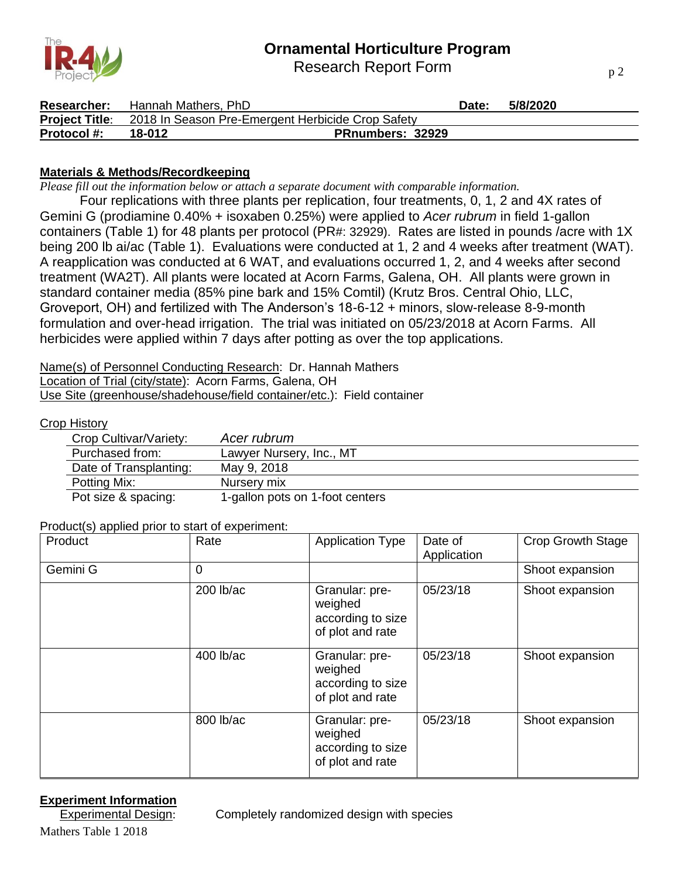**Researcher:** Hannah Mathers, PhD **Date:** 5/8/2020

**Project Title:** 2018 In Season Pre-Emergent Herbicide Crop Safety

**Protocol #:** 18-012 **PRnumbers: 32929**

## Materials & Methods/Recordkeeping

*Please fill out the information below or attach a separate document with comparable information.*

Four replications with three plants per replication, four treatments, 0, 1, 2 and 4X rates of Gemini G (prodiamine 0.40% + isoxaben 0.25%) were applied to *Acer rubrum* in field 1-gallon containers (Table 1) for 48 plants per protocol (PR#: 32929). Rates are listed in pounds /acre with 1X being 200 lb ai/ac (Table 1). Evaluations were conducted at 1, 2 and 4 weeks after treatment (WAT). A reapplication was conducted at 6 WAT, and evaluations occurred 1, 2, and 4 weeks after second treatment (WA2T). All plants were located at Acorn Farms, Galena, OH. All plants were grown in standard container media (85% pine bark and 15% Comtil) (Krutz Bros. Central Ohio, LLC, Groveport, OH) and fertilized with The Anderson's 18-6-12 + minors, slow-release 8-9-month formulation and over-head irrigation. The trial was initiated on 05/23/2018 at Acorn Farms. All herbicides were applied within 7 days after potting as over the top applications.

Name(s) of Personnel Conducting Research: Dr. Hannah Mathers

Location of Trial (city/state): Acorn Farms, Galena, OH

Use Site (greenhouse/shadehouse/field container/etc.): Field container

Crop History

| | |
|---|---|
| Crop Cultivar/Variety: | *Acer rubrum* |
| Purchased from: | Lawyer Nursery, Inc., MT |
| Date of Transplanting: | May 9, 2018 |
| Potting Mix: | Nursery mix |
| Pot size & spacing: | 1-gallon pots on 1-foot centers |

Product(s) applied prior to start of experiment:

| Product | Rate | Application Type | Date of Application | Crop Growth Stage |
|---|---|---|---|---|
| Gemini G | 0 | | | Shoot expansion |
| | 200 lb/ac | Granular: pre-weighed according to size of plot and rate | 05/23/18 | Shoot expansion |
| | 400 lb/ac | Granular: pre-weighed according to size of plot and rate | 05/23/18 | Shoot expansion |
| | 800 lb/ac | Granular: pre-weighed according to size of plot and rate | 05/23/18 | Shoot expansion |

## Experiment Information

Experimental Design: Completely randomized design with species

Mathers Table 1 2018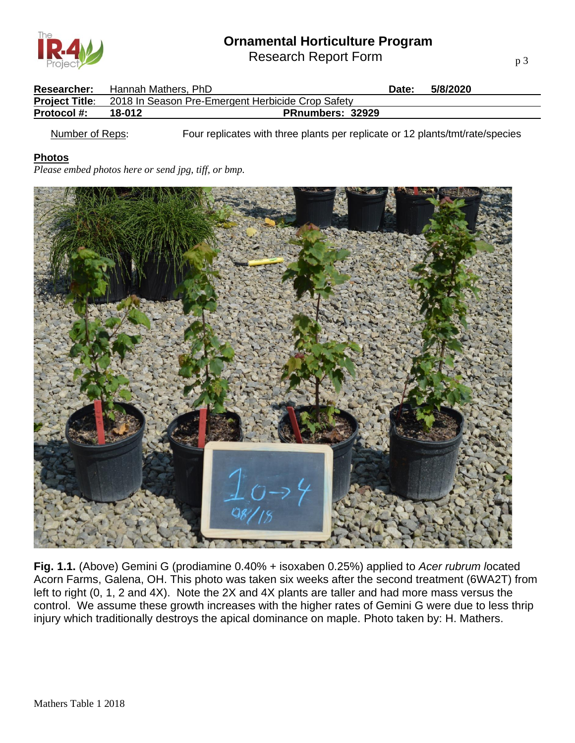# Ornamental Horticulture Program
Research Report Form

| **Researcher:** Hannah Mathers, PhD | **Date:** 5/8/2020 |
|---|---|
| **Project Title**: 2018 In Season Pre-Emergent Herbicide Crop Safety | |
| **Protocol #:** 18-012 | **PRnumbers: 32929** |

Number of Reps: Four replicates with three plants per replicate or 12 plants/tmt/rate/species

**Photos**

*Please embed photos here or send jpg, tiff, or bmp.*

**Fig. 1.1.** (Above) Gemini G (prodiamine 0.40% + isoxaben 0.25%) applied to *Acer rubrum l*ocated Acorn Farms, Galena, OH. This photo was taken six weeks after the second treatment (6WA2T) from left to right (0, 1, 2 and 4X). Note the 2X and 4X plants are taller and had more mass versus the control. We assume these growth increases with the higher rates of Gemini G were due to less thrip injury which traditionally destroys the apical dominance on maple. Photo taken by: H. Mathers.

Mathers Table 1 2018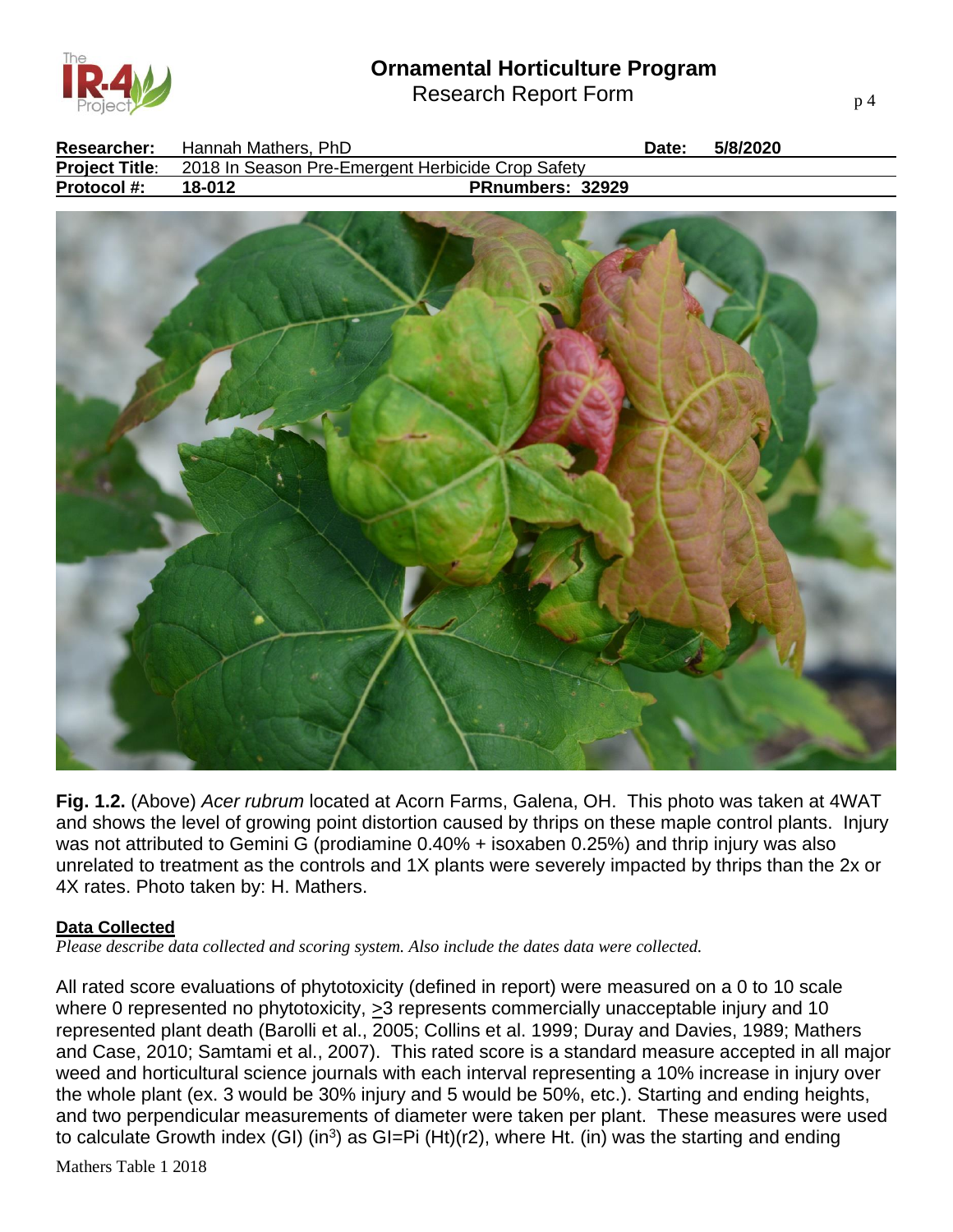**Researcher:** Hannah Mathers, PhD **Date:** 5/8/2020

**Project Title**: 2018 In Season Pre-Emergent Herbicide Crop Safety

**Protocol #:** 18-012 **PRnumbers: 32929**

**Fig. 1.2.** (Above) *Acer rubrum* located at Acorn Farms, Galena, OH. This photo was taken at 4WAT and shows the level of growing point distortion caused by thrips on these maple control plants. Injury was not attributed to Gemini G (prodiamine 0.40% + isoxaben 0.25%) and thrip injury was also unrelated to treatment as the controls and 1X plants were severely impacted by thrips than the 2x or 4X rates. Photo taken by: H. Mathers.

**Data Collected**

*Please describe data collected and scoring system. Also include the dates data were collected.*

All rated score evaluations of phytotoxicity (defined in report) were measured on a 0 to 10 scale where 0 represented no phytotoxicity, $\geq$3 represents commercially unacceptable injury and 10 represented plant death (Barolli et al., 2005; Collins et al. 1999; Duray and Davies, 1989; Mathers and Case, 2010; Samtami et al., 2007). This rated score is a standard measure accepted in all major weed and horticultural science journals with each interval representing a 10% increase in injury over the whole plant (ex. 3 would be 30% injury and 5 would be 50%, etc.). Starting and ending heights, and two perpendicular measurements of diameter were taken per plant. These measures were used to calculate Growth index (GI) ($in^3$) as GI=Pi (Ht)(r2), where Ht. (in) was the starting and ending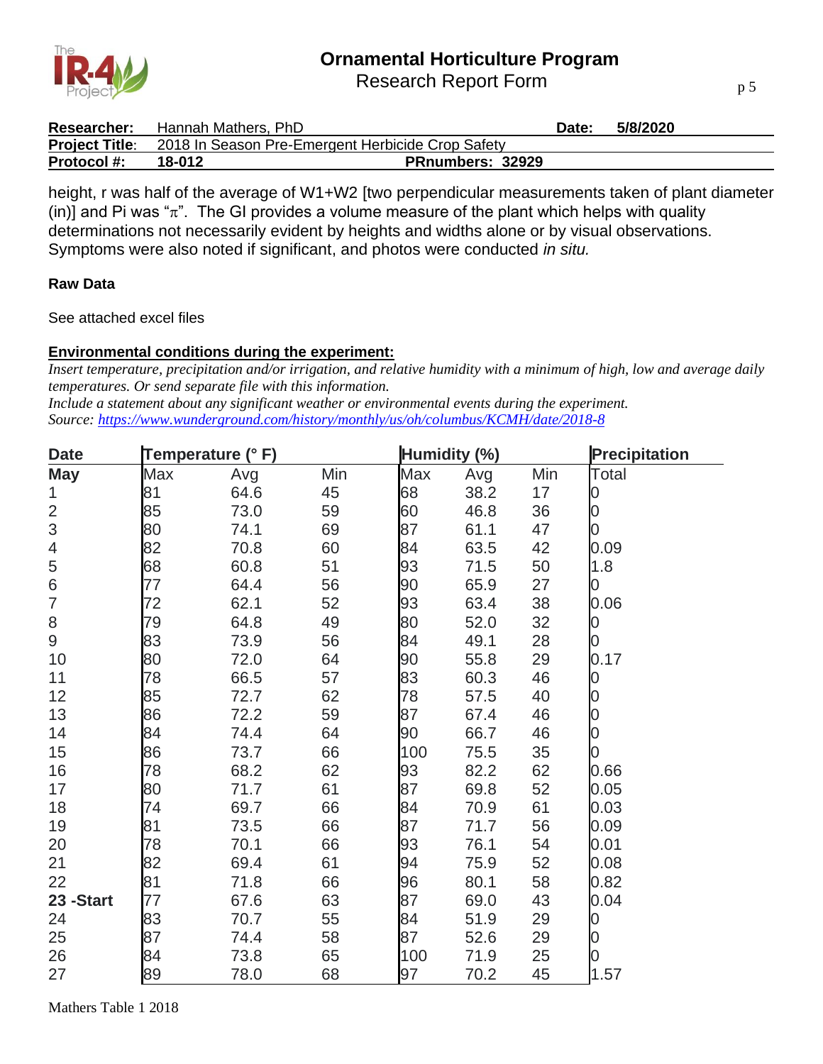height, r was half of the average of W1+W2 [two perpendicular measurements taken of plant diameter (in)] and Pi was "π". The GI provides a volume measure of the plant which helps with quality determinations not necessarily evident by heights and widths alone or by visual observations. Symptoms were also noted if significant, and photos were conducted *in situ.*

**Raw Data**

See attached excel files

**Environmental conditions during the experiment:**

*Insert temperature, precipitation and/or irrigation, and relative humidity with a minimum of high, low and average daily temperatures. Or send separate file with this information.*
*Include a statement about any significant weather or environmental events during the experiment.*
*Source: https://www.wunderground.com/history/monthly/us/oh/columbus/KCMH/date/2018-8*

| Date | Temperature (° F) | | | Humidity (%) | | | Precipitation |
|---|---|---|---|---|---|---|---|
| **May** | Max | Avg | Min | Max | Avg | Min | Total |
| 1 | 81 | 64.6 | 45 | 68 | 38.2 | 17 | 0 |
| 2 | 85 | 73.0 | 59 | 60 | 46.8 | 36 | 0 |
| 3 | 80 | 74.1 | 69 | 87 | 61.1 | 47 | 0 |
| 4 | 82 | 70.8 | 60 | 84 | 63.5 | 42 | 0.09 |
| 5 | 68 | 60.8 | 51 | 93 | 71.5 | 50 | 1.8 |
| 6 | 77 | 64.4 | 56 | 90 | 65.9 | 27 | 0 |
| 7 | 72 | 62.1 | 52 | 93 | 63.4 | 38 | 0.06 |
| 8 | 79 | 64.8 | 49 | 80 | 52.0 | 32 | 0 |
| 9 | 83 | 73.9 | 56 | 84 | 49.1 | 28 | 0 |
| 10 | 80 | 72.0 | 64 | 90 | 55.8 | 29 | 0.17 |
| 11 | 78 | 66.5 | 57 | 83 | 60.3 | 46 | 0 |
| 12 | 85 | 72.7 | 62 | 78 | 57.5 | 40 | 0 |
| 13 | 86 | 72.2 | 59 | 87 | 67.4 | 46 | 0 |
| 14 | 84 | 74.4 | 64 | 90 | 66.7 | 46 | 0 |
| 15 | 86 | 73.7 | 66 | 100 | 75.5 | 35 | 0 |
| 16 | 78 | 68.2 | 62 | 93 | 82.2 | 62 | 0.66 |
| 17 | 80 | 71.7 | 61 | 87 | 69.8 | 52 | 0.05 |
| 18 | 74 | 69.7 | 66 | 84 | 70.9 | 61 | 0.03 |
| 19 | 81 | 73.5 | 66 | 87 | 71.7 | 56 | 0.09 |
| 20 | 78 | 70.1 | 66 | 93 | 76.1 | 54 | 0.01 |
| 21 | 82 | 69.4 | 61 | 94 | 75.9 | 52 | 0.08 |
| 22 | 81 | 71.8 | 66 | 96 | 80.1 | 58 | 0.82 |
| **23 -Start** | 77 | 67.6 | 63 | 87 | 69.0 | 43 | 0.04 |
| 24 | 83 | 70.7 | 55 | 84 | 51.9 | 29 | 0 |
| 25 | 87 | 74.4 | 58 | 87 | 52.6 | 29 | 0 |
| 26 | 84 | 73.8 | 65 | 100 | 71.9 | 25 | 0 |
| 27 | 89 | 78.0 | 68 | 97 | 70.2 | 45 | 1.57 |

Mathers Table 1 2018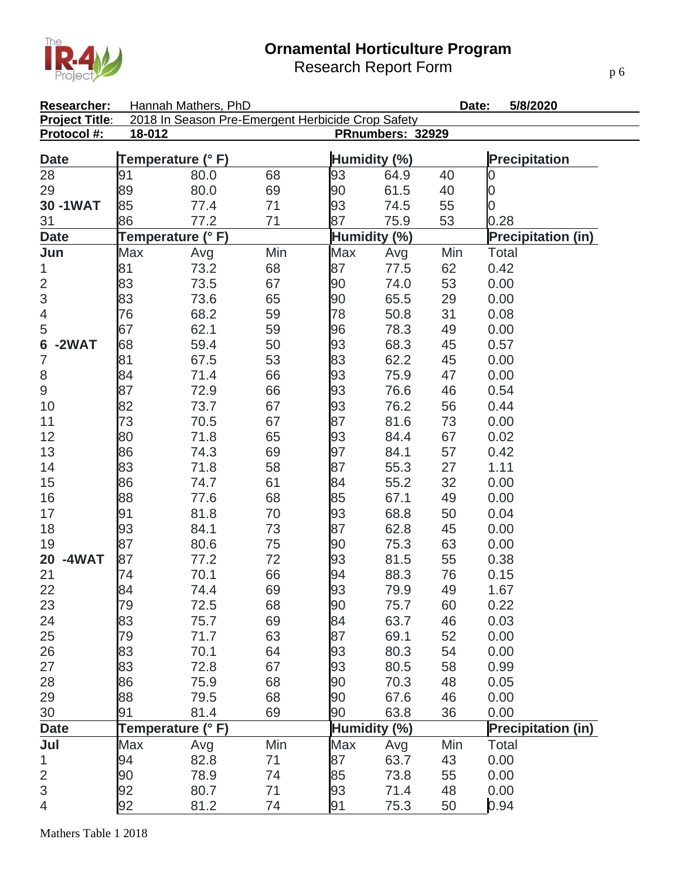# Ornamental Horticulture Program

Research Report Form

**Researcher:** Hannah Mathers, PhD **Date:** 5/8/2020

**Project Title:** 2018 In Season Pre-Emergent Herbicide Crop Safety

**Protocol #:** 18-012 **PRnumbers:** 32929

| Date | Temperature (° F) | | | Humidity (%) | | | Precipitation |
|---|---|---|---|---|---|---|---|
| 28 | 91 | 80.0 | 68 | 93 | 64.9 | 40 | 0 |
| 29 | 89 | 80.0 | 69 | 90 | 61.5 | 40 | 0 |
| **30 -1WAT** | 85 | 77.4 | 71 | 93 | 74.5 | 55 | 0 |
| 31 | 86 | 77.2 | 71 | 87 | 75.9 | 53 | 0.28 |
| **Date** | **Temperature (° F)** | | | **Humidity (%)** | | | **Precipitation (in)** |
| **Jun** | Max | Avg | Min | Max | Avg | Min | Total |
| 1 | 81 | 73.2 | 68 | 87 | 77.5 | 62 | 0.42 |
| 2 | 83 | 73.5 | 67 | 90 | 74.0 | 53 | 0.00 |
| 3 | 83 | 73.6 | 65 | 90 | 65.5 | 29 | 0.00 |
| 4 | 76 | 68.2 | 59 | 78 | 50.8 | 31 | 0.08 |
| 5 | 67 | 62.1 | 59 | 96 | 78.3 | 49 | 0.00 |
| **6 -2WAT** | 68 | 59.4 | 50 | 93 | 68.3 | 45 | 0.57 |
| 7 | 81 | 67.5 | 53 | 83 | 62.2 | 45 | 0.00 |
| 8 | 84 | 71.4 | 66 | 93 | 75.9 | 47 | 0.00 |
| 9 | 87 | 72.9 | 66 | 93 | 76.6 | 46 | 0.54 |
| 10 | 82 | 73.7 | 67 | 93 | 76.2 | 56 | 0.44 |
| 11 | 73 | 70.5 | 67 | 87 | 81.6 | 73 | 0.00 |
| 12 | 80 | 71.8 | 65 | 93 | 84.4 | 67 | 0.02 |
| 13 | 86 | 74.3 | 69 | 97 | 84.1 | 57 | 0.42 |
| 14 | 83 | 71.8 | 58 | 87 | 55.3 | 27 | 1.11 |
| 15 | 86 | 74.7 | 61 | 84 | 55.2 | 32 | 0.00 |
| 16 | 88 | 77.6 | 68 | 85 | 67.1 | 49 | 0.00 |
| 17 | 91 | 81.8 | 70 | 93 | 68.8 | 50 | 0.04 |
| 18 | 93 | 84.1 | 73 | 87 | 62.8 | 45 | 0.00 |
| 19 | 87 | 80.6 | 75 | 90 | 75.3 | 63 | 0.00 |
| **20 -4WAT** | 87 | 77.2 | 72 | 93 | 81.5 | 55 | 0.38 |
| 21 | 74 | 70.1 | 66 | 94 | 88.3 | 76 | 0.15 |
| 22 | 84 | 74.4 | 69 | 93 | 79.9 | 49 | 1.67 |
| 23 | 79 | 72.5 | 68 | 90 | 75.7 | 60 | 0.22 |
| 24 | 83 | 75.7 | 69 | 84 | 63.7 | 46 | 0.03 |
| 25 | 79 | 71.7 | 63 | 87 | 69.1 | 52 | 0.00 |
| 26 | 83 | 70.1 | 64 | 93 | 80.3 | 54 | 0.00 |
| 27 | 83 | 72.8 | 67 | 93 | 80.5 | 58 | 0.99 |
| 28 | 86 | 75.9 | 68 | 90 | 70.3 | 48 | 0.05 |
| 29 | 88 | 79.5 | 68 | 90 | 67.6 | 46 | 0.00 |
| 30 | 91 | 81.4 | 69 | 90 | 63.8 | 36 | 0.00 |
| **Date** | **Temperature (° F)** | | | **Humidity (%)** | | | **Precipitation (in)** |
| **Jul** | Max | Avg | Min | Max | Avg | Min | Total |
| 1 | 94 | 82.8 | 71 | 87 | 63.7 | 43 | 0.00 |
| 2 | 90 | 78.9 | 74 | 85 | 73.8 | 55 | 0.00 |
| 3 | 92 | 80.7 | 71 | 93 | 71.4 | 48 | 0.00 |
| 4 | 92 | 81.2 | 74 | 91 | 75.3 | 50 | 0.94 |

Mathers Table 1 2018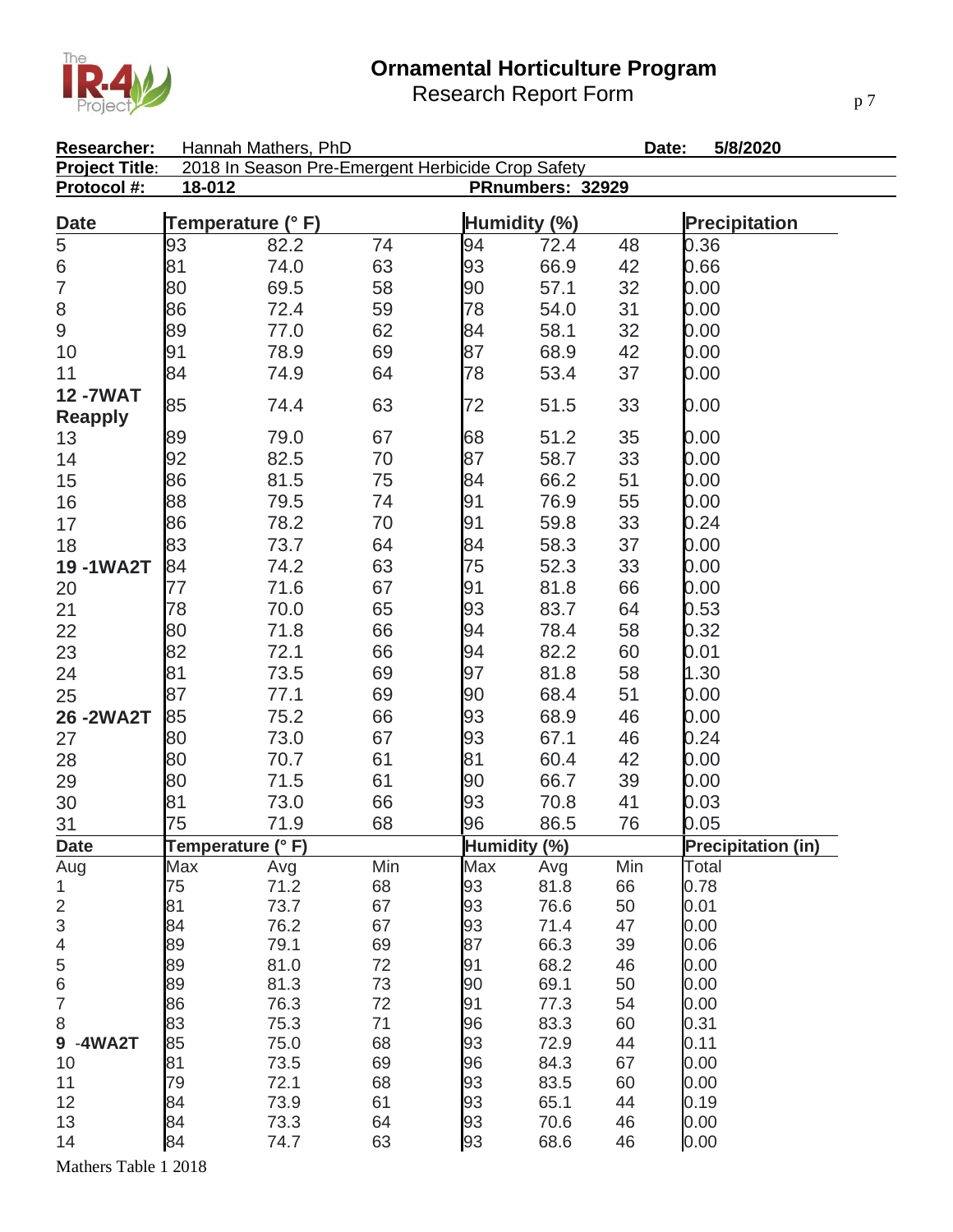# Ornamental Horticulture Program
Research Report Form

**Researcher:** Hannah Mathers, PhD **Date:** **5/8/2020**
**Project Title**: 2018 In Season Pre-Emergent Herbicide Crop Safety
**Protocol #:** **18-012** **PRnumbers: 32929**

| Date | Temperature (° F) | | | Humidity (%) | | | Precipitation |
|---|---|---|---|---|---|---|---|
| 5 | 93 | 82.2 | 74 | 94 | 72.4 | 48 | 0.36 |
| 6 | 81 | 74.0 | 63 | 93 | 66.9 | 42 | 0.66 |
| 7 | 80 | 69.5 | 58 | 90 | 57.1 | 32 | 0.00 |
| 8 | 86 | 72.4 | 59 | 78 | 54.0 | 31 | 0.00 |
| 9 | 89 | 77.0 | 62 | 84 | 58.1 | 32 | 0.00 |
| 10 | 91 | 78.9 | 69 | 87 | 68.9 | 42 | 0.00 |
| 11 | 84 | 74.9 | 64 | 78 | 53.4 | 37 | 0.00 |
| **12 -7WAT Reapply** | 85 | 74.4 | 63 | 72 | 51.5 | 33 | 0.00 |
| 13 | 89 | 79.0 | 67 | 68 | 51.2 | 35 | 0.00 |
| 14 | 92 | 82.5 | 70 | 87 | 58.7 | 33 | 0.00 |
| 15 | 86 | 81.5 | 75 | 84 | 66.2 | 51 | 0.00 |
| 16 | 88 | 79.5 | 74 | 91 | 76.9 | 55 | 0.00 |
| 17 | 86 | 78.2 | 70 | 91 | 59.8 | 33 | 0.24 |
| 18 | 83 | 73.7 | 64 | 84 | 58.3 | 37 | 0.00 |
| **19 -1WA2T** | 84 | 74.2 | 63 | 75 | 52.3 | 33 | 0.00 |
| 20 | 77 | 71.6 | 67 | 91 | 81.8 | 66 | 0.00 |
| 21 | 78 | 70.0 | 65 | 93 | 83.7 | 64 | 0.53 |
| 22 | 80 | 71.8 | 66 | 94 | 78.4 | 58 | 0.32 |
| 23 | 82 | 72.1 | 66 | 94 | 82.2 | 60 | 0.01 |
| 24 | 81 | 73.5 | 69 | 97 | 81.8 | 58 | 1.30 |
| 25 | 87 | 77.1 | 69 | 90 | 68.4 | 51 | 0.00 |
| **26 -2WA2T** | 85 | 75.2 | 66 | 93 | 68.9 | 46 | 0.00 |
| 27 | 80 | 73.0 | 67 | 93 | 67.1 | 46 | 0.24 |
| 28 | 80 | 70.7 | 61 | 81 | 60.4 | 42 | 0.00 |
| 29 | 80 | 71.5 | 61 | 90 | 66.7 | 39 | 0.00 |
| 30 | 81 | 73.0 | 66 | 93 | 70.8 | 41 | 0.03 |
| 31 | 75 | 71.9 | 68 | 96 | 86.5 | 76 | 0.05 |

| Date | Temperature (° F) | | | Humidity (%) | | | Precipitation (in) |
|---|---|---|---|---|---|---|---|
| Aug | Max | Avg | Min | Max | Avg | Min | Total |
| 1 | 75 | 71.2 | 68 | 93 | 81.8 | 66 | 0.78 |
| 2 | 81 | 73.7 | 67 | 93 | 76.6 | 50 | 0.01 |
| 3 | 84 | 76.2 | 67 | 93 | 71.4 | 47 | 0.00 |
| 4 | 89 | 79.1 | 69 | 87 | 66.3 | 39 | 0.06 |
| 5 | 89 | 81.0 | 72 | 91 | 68.2 | 46 | 0.00 |
| 6 | 89 | 81.3 | 73 | 90 | 69.1 | 50 | 0.00 |
| 7 | 86 | 76.3 | 72 | 91 | 77.3 | 54 | 0.00 |
| 8 | 83 | 75.3 | 71 | 96 | 83.3 | 60 | 0.31 |
| **9 -4WA2T** | 85 | 75.0 | 68 | 93 | 72.9 | 44 | 0.11 |
| 10 | 81 | 73.5 | 69 | 96 | 84.3 | 67 | 0.00 |
| 11 | 79 | 72.1 | 68 | 93 | 83.5 | 60 | 0.00 |
| 12 | 84 | 73.9 | 61 | 93 | 65.1 | 44 | 0.19 |
| 13 | 84 | 73.3 | 64 | 93 | 70.6 | 46 | 0.00 |
| 14 | 84 | 74.7 | 63 | 93 | 68.6 | 46 | 0.00 |

Mathers Table 1 2018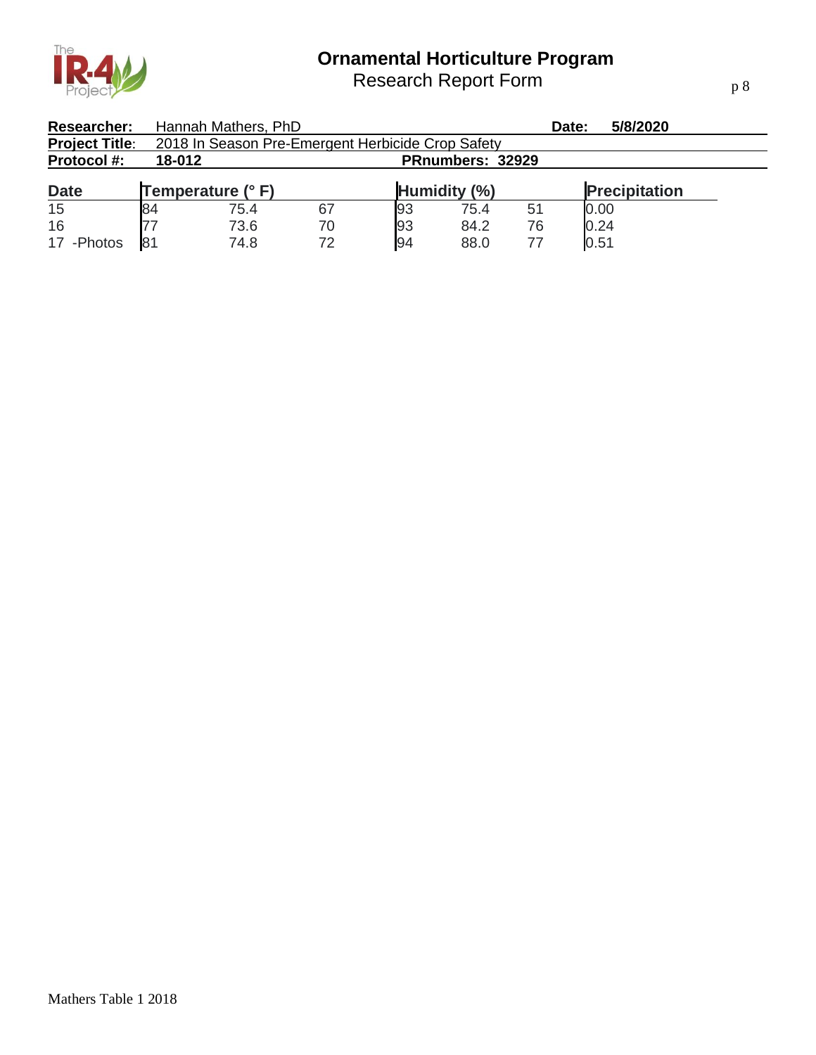## Ornamental Horticulture Program
Research Report Form

**Researcher:** Hannah Mathers, PhD **Date:** **5/8/2020**
**Project Title**: 2018 In Season Pre-Emergent Herbicide Crop Safety
**Protocol #:** **18-012** **PRnumbers: 32929**

| Date | Temperature (° F) | | | Humidity (%) | | | Precipitation |
|---|---|---|---|---|---|---|---|
| 15 | 84 | 75.4 | 67 | 93 | 75.4 | 51 | 0.00 |
| 16 | 77 | 73.6 | 70 | 93 | 84.2 | 76 | 0.24 |
| 17 -Photos | 81 | 74.8 | 72 | 94 | 88.0 | 77 | 0.51 |

Mathers Table 1 2018